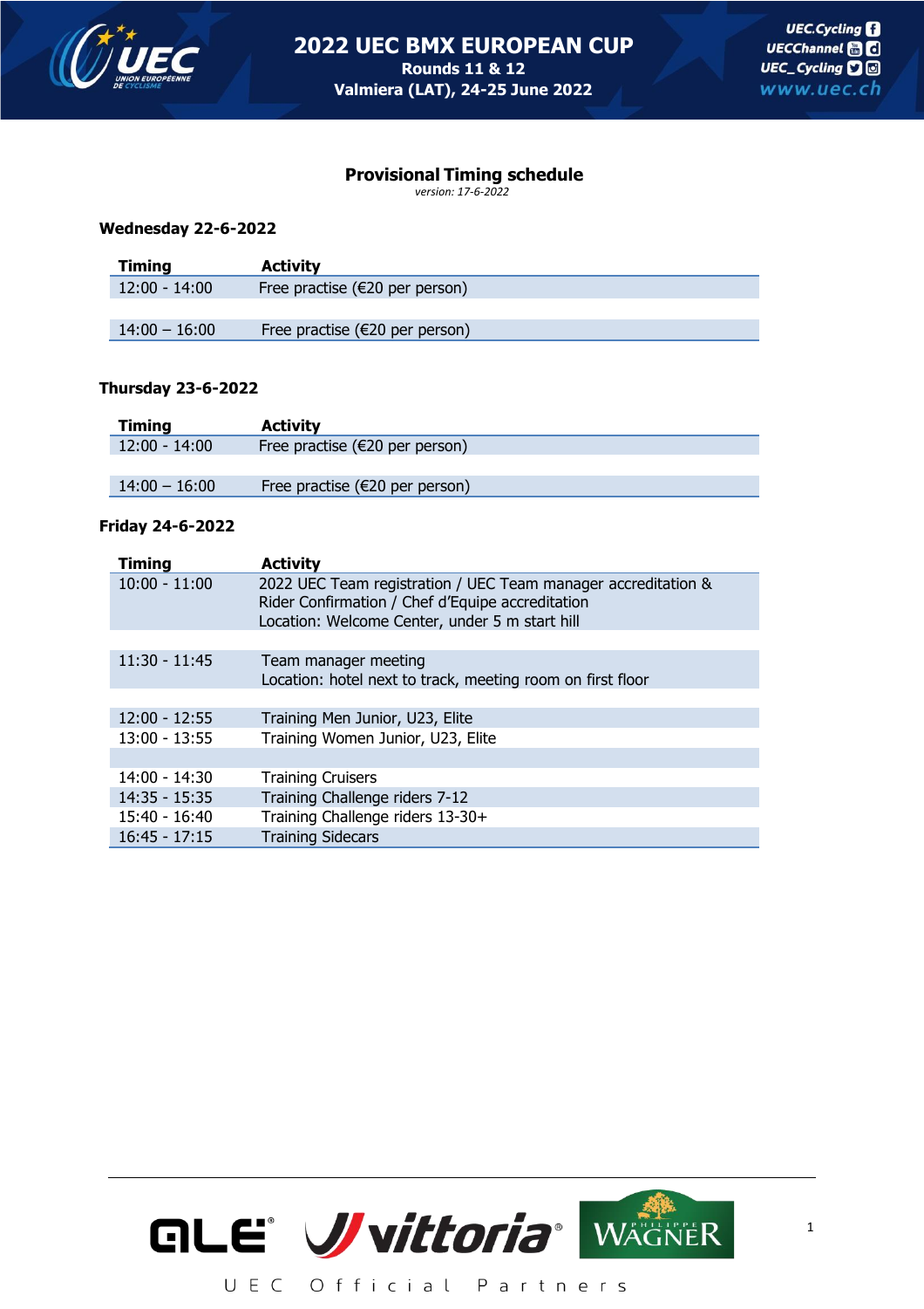# 2022 UEC BMX EUROPEAN CUP

**Rounds 11 & 12**

**Valmiera (LAT), 24-25 June 2022**

UEC.Cycling
UECChannel
UEC_Cycling
www.uec.ch

## Provisional Timing schedule

*version: 17-6-2022*

### Wednesday 22-6-2022

| Timing | Activity |
|---|---|
| 12:00 - 14:00 | Free practise (€20 per person) |
| | |
| 14:00 – 16:00 | Free practise (€20 per person) |

### Thursday 23-6-2022

| Timing | Activity |
|---|---|
| 12:00 - 14:00 | Free practise (€20 per person) |
| | |
| 14:00 – 16:00 | Free practise (€20 per person) |

### Friday 24-6-2022

| Timing | Activity |
|---|---|
| 10:00 - 11:00 | 2022 UEC Team registration / UEC Team manager accreditation & Rider Confirmation / Chef d'Equipe accreditation<br>Location: Welcome Center, under 5 m start hill |
| | |
| 11:30 - 11:45 | Team manager meeting<br>Location: hotel next to track, meeting room on first floor |
| | |
| 12:00 - 12:55 | Training Men Junior, U23, Elite |
| 13:00 - 13:55 | Training Women Junior, U23, Elite |
| | |
| 14:00 - 14:30 | Training Cruisers |
| 14:35 - 15:35 | Training Challenge riders 7-12 |
| 15:40 - 16:40 | Training Challenge riders 13-30+ |
| 16:45 - 17:15 | Training Sidecars |

UEC Official Partners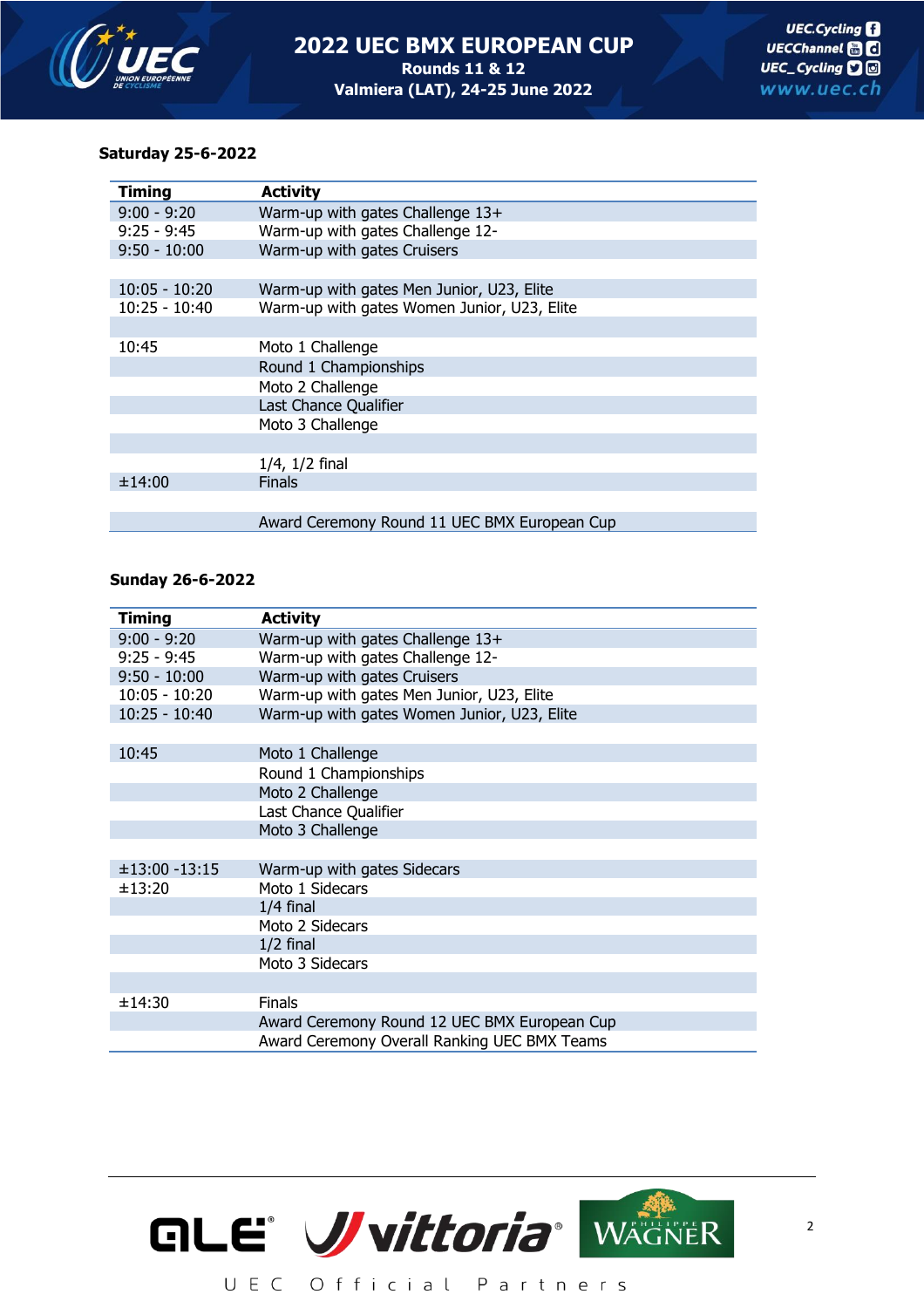# 2022 UEC BMX EUROPEAN CUP

**Rounds 11 & 12**

**Valmiera (LAT), 24-25 June 2022**

UEC.Cycling
UECChannel
UEC_Cycling
www.uec.ch

**Saturday 25-6-2022**

| Timing | Activity |
|---|---|
| 9:00 - 9:20 | Warm-up with gates Challenge 13+ |
| 9:25 - 9:45 | Warm-up with gates Challenge 12- |
| 9:50 - 10:00 | Warm-up with gates Cruisers |
| | |
| 10:05 - 10:20 | Warm-up with gates Men Junior, U23, Elite |
| 10:25 - 10:40 | Warm-up with gates Women Junior, U23, Elite |
| | |
| 10:45 | Moto 1 Challenge |
| | Round 1 Championships |
| | Moto 2 Challenge |
| | Last Chance Qualifier |
| | Moto 3 Challenge |
| | |
| | 1/4, 1/2 final |
| ±14:00 | Finals |
| | |
| | Award Ceremony Round 11 UEC BMX European Cup |

**Sunday 26-6-2022**

| Timing | Activity |
|---|---|
| 9:00 - 9:20 | Warm-up with gates Challenge 13+ |
| 9:25 - 9:45 | Warm-up with gates Challenge 12- |
| 9:50 - 10:00 | Warm-up with gates Cruisers |
| 10:05 - 10:20 | Warm-up with gates Men Junior, U23, Elite |
| 10:25 - 10:40 | Warm-up with gates Women Junior, U23, Elite |
| | |
| 10:45 | Moto 1 Challenge |
| | Round 1 Championships |
| | Moto 2 Challenge |
| | Last Chance Qualifier |
| | Moto 3 Challenge |
| | |
| ±13:00 -13:15 | Warm-up with gates Sidecars |
| ±13:20 | Moto 1 Sidecars |
| | 1/4 final |
| | Moto 2 Sidecars |
| | 1/2 final |
| | Moto 3 Sidecars |
| | |
| ±14:30 | Finals |
| | Award Ceremony Round 12 UEC BMX European Cup |
| | Award Ceremony Overall Ranking UEC BMX Teams |

UEC Official Partners